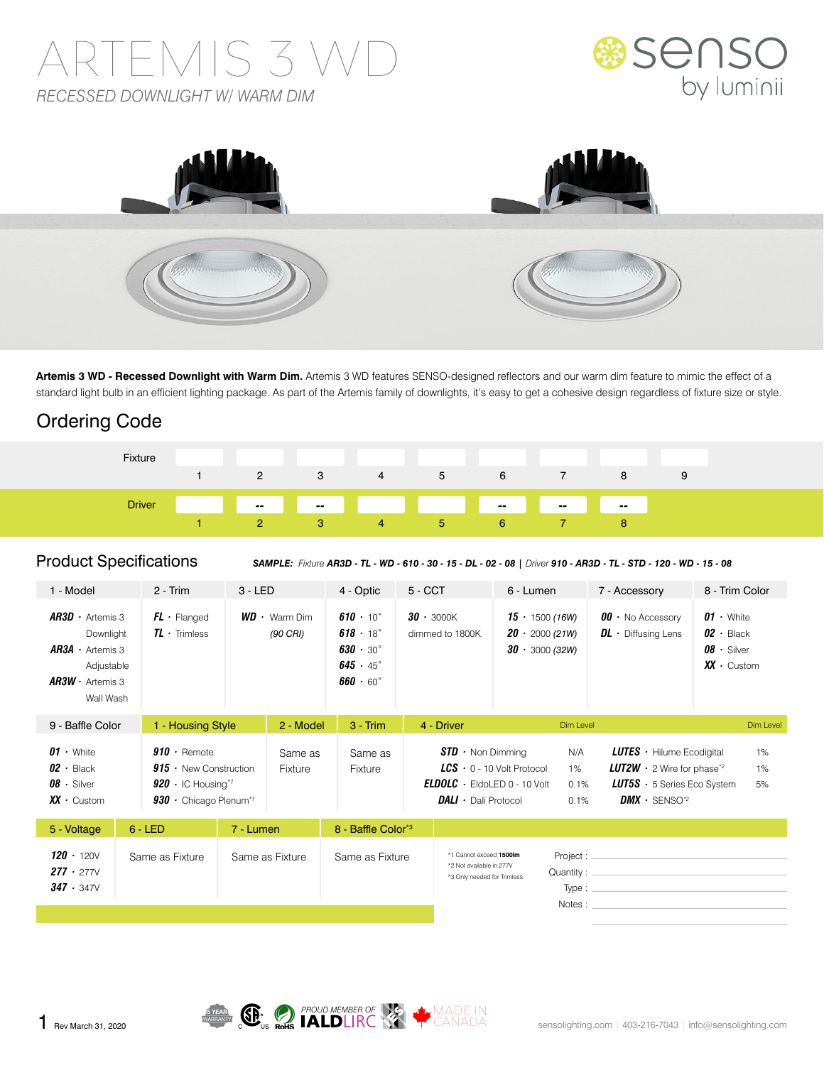# ARTEMIS 3 WD

*RECESSED DOWNLIGHT W/ WARM DIM*

senso by luminii

**Artemis 3 WD - Recessed Downlight with Warm Dim.** Artemis 3 WD features SENSO-designed reflectors and our warm dim feature to mimic the effect of a standard light bulb in an efficient lighting package. As part of the Artemis family of downlights, it's easy to get a cohesive design regardless of fixture size or style.

## Ordering Code

| | | | | | | | | | |
|---|---|---|---|---|---|---|---|---|---|
| Fixture | 1 | 2 | 3 | 4 | 5 | 6 | 7 | 8 | 9 |
| Driver | 1 | -- 2 | -- 3 | 4 | 5 | -- 6 | -- 7 | -- 8 | |

## Product Specifications

***SAMPLE:** Fixture **AR3D - TL - WD - 610 - 30 - 15 - DL - 02 - 08** | Driver **910 - AR3D - TL - STD - 120 - WD - 15 - 08***

| 1 - Model | 2 - Trim | 3 - LED | 4 - Optic | 5 - CCT | 6 - Lumen | 7 - Accessory | 8 - Trim Color |
|---|---|---|---|---|---|---|---|
| **AR3D** · Artemis 3 Downlight<br>**AR3A** · Artemis 3 Adjustable<br>**AR3W** · Artemis 3 Wall Wash | **FL** · Flanged<br>**TL** · Trimless | **WD** · Warm Dim *(90 CRI)* | **610** · 10°<br>**618** · 18°<br>**630** · 30°<br>**645** · 45°<br>**660** · 60° | **30** · 3000K dimmed to 1800K | **15** · 1500 *(16W)*<br>**20** · 2000 *(21W)*<br>**30** · 3000 *(32W)* | **00** · No Accessory<br>**DL** · Diffusing Lens | **01** · White<br>**02** · Black<br>**08** · Silver<br>**XX** · Custom |

| 9 - Baffle Color |
|---|
| **01** · White<br>**02** · Black<br>**08** · Silver<br>**XX** · Custom |

| 1 - Housing Style | 2 - Model | 3 - Trim | 4 - Driver | Dim Level | | Dim Level |
|---|---|---|---|---|---|---|
| **910** · Remote<br>**915** · New Construction<br>**920** · IC Housing[*1]<br>**930** · Chicago Plenum[*1] | Same as Fixture | Same as Fixture | **STD** · Non Dimming<br>**LCS** · 0 - 10 Volt Protocol<br>**ELDOLC** · EldoLED 0 - 10 Volt<br>**DALI** · Dali Protocol | N/A<br>1%<br>0.1%<br>0.1% | **LUTES** · Hilume Ecodigital<br>**LUT2W** · 2 Wire for phase[*2]<br>**LUT5S** · 5 Series Eco System<br>**DMX** · SENSO[*2] | 1%<br>1%<br>5%<br> |

| 5 - Voltage | 6 - LED | 7 - Lumen | 8 - Baffle Color[*3] |
|---|---|---|---|
| **120** · 120V<br>**277** · 277V<br>**347** · 347V | Same as Fixture | Same as Fixture | Same as Fixture |

*1 Cannot exceed **1500lm**
*2 Not available in 277V
*3 Only needed for Trimless

Project :
Quantity :
Type :
Notes :

Rev March 31, 2020

sensolighting.com | 403-216-7043 | info@sensolighting.com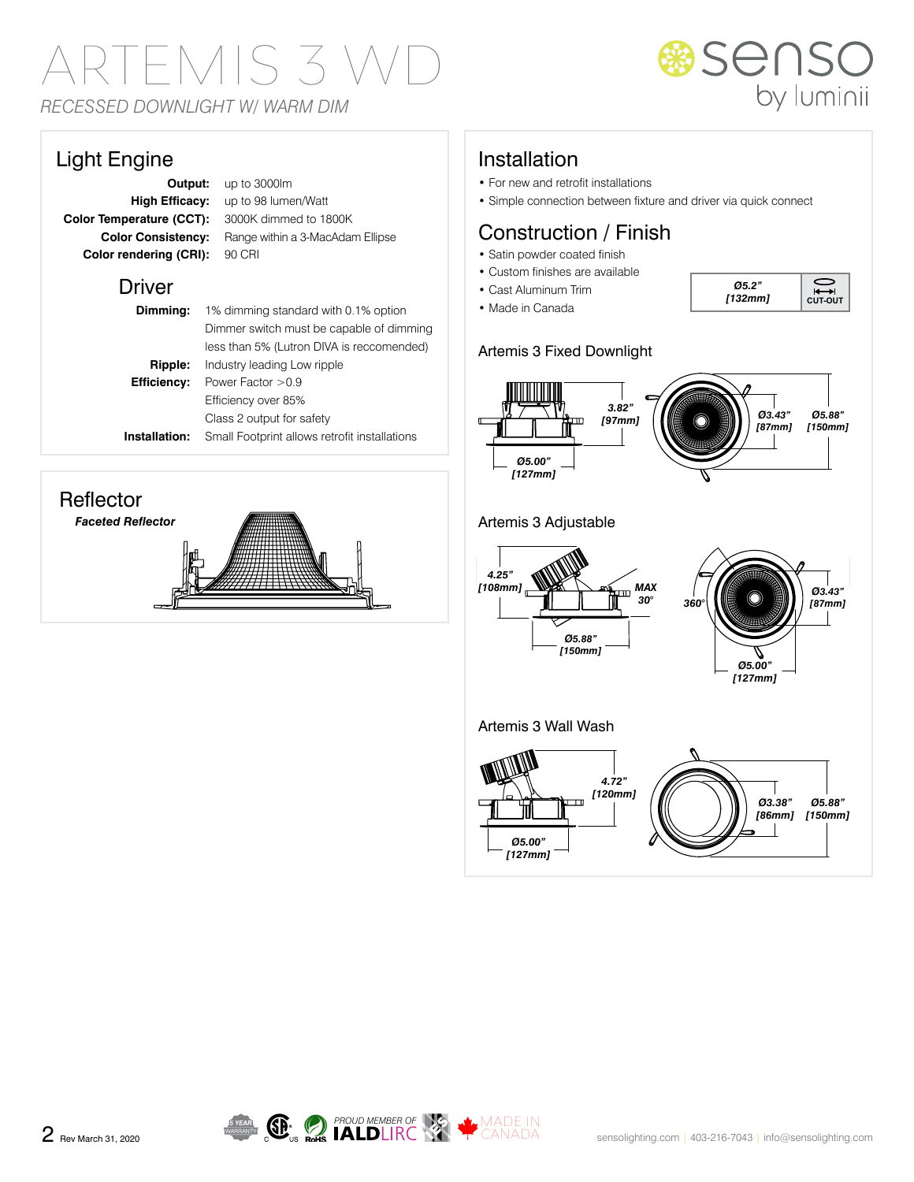# ARTEMIS 3 WD

*RECESSED DOWNLIGHT W/ WARM DIM*

## Light Engine

| | |
|---|---|
| **Output:** | up to 3000lm |
| **High Efficacy:** | up to 98 lumen/Watt |
| **Color Temperature (CCT):** | 3000K dimmed to 1800K |
| **Color Consistency:** | Range within a 3-MacAdam Ellipse |
| **Color rendering (CRI):** | 90 CRI |

## Driver

| | |
|---|---|
| **Dimming:** | 1% dimming standard with 0.1% option<br>Dimmer switch must be capable of dimming less than 5% (Lutron DIVA is reccomended) |
| **Ripple:** | Industry leading Low ripple |
| **Efficiency:** | Power Factor >0.9<br>Efficiency over 85%<br>Class 2 output for safety |
| **Installation:** | Small Footprint allows retrofit installations |

## Reflector

***Faceted Reflector***

## Installation

- For new and retrofit installations
- Simple connection between fixture and driver via quick connect

## Construction / Finish

- Satin powder coated finish
- Custom finishes are available
- Cast Aluminum Trim
- Made in Canada

| Ø5.2" [132mm] | CUT-OUT |
|---|---|

### Artemis 3 Fixed Downlight

3.82" [97mm]
Ø5.00" [127mm]
Ø3.43" [87mm]
Ø5.88" [150mm]

### Artemis 3 Adjustable

4.25" [108mm]
MAX 30°
Ø5.88" [150mm]
360°
Ø3.43" [87mm]
Ø5.00" [127mm]

### Artemis 3 Wall Wash

4.72" [120mm]
Ø5.00" [127mm]
Ø3.38" [86mm]
Ø5.88" [150mm]

Rev March 31, 2020

5 YEAR WARRANTY | RoHS | PROUD MEMBER OF IALD LIRC | MADE IN CANADA

sensolighting.com | 403-216-7043 | info@sensolighting.com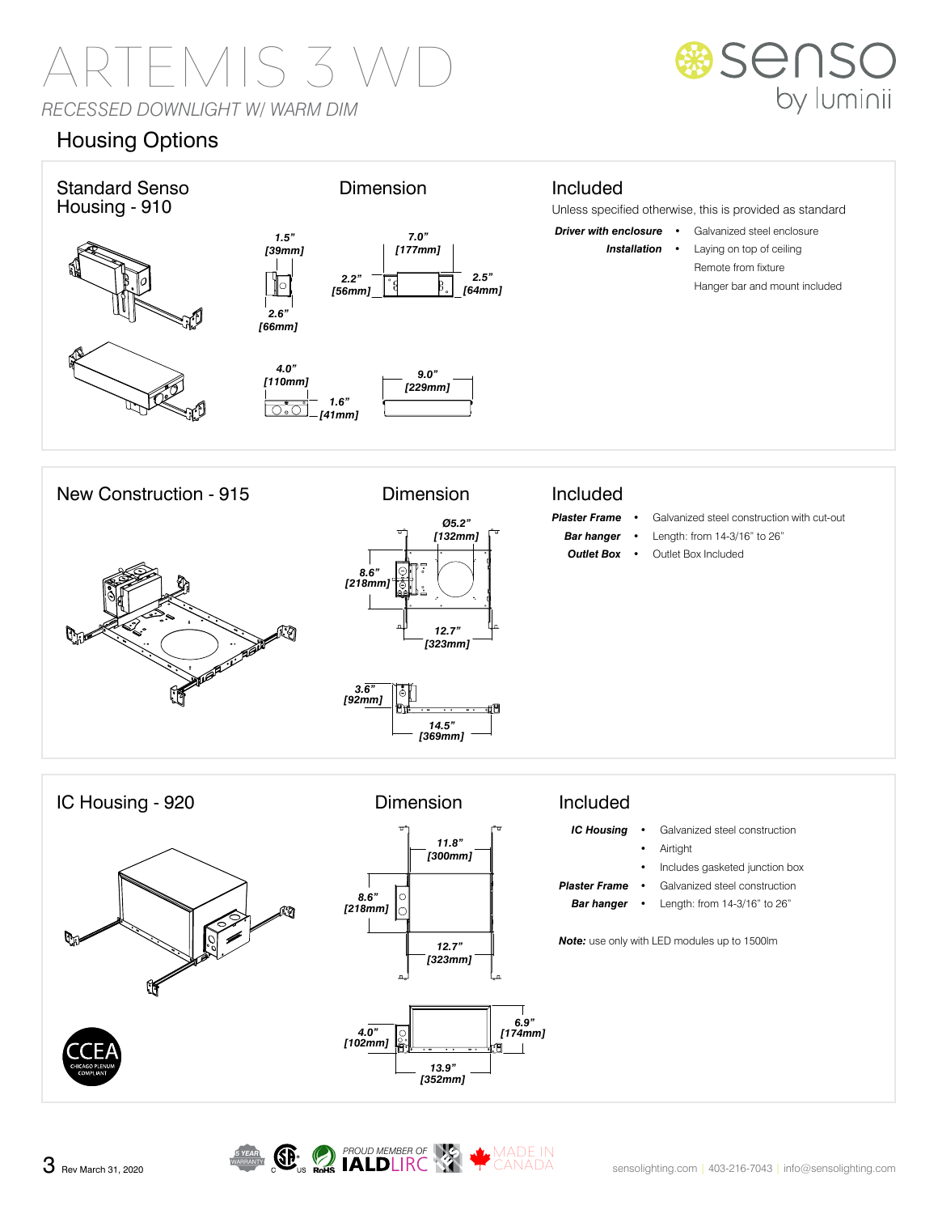# ARTEMIS 3 WD

*RECESSED DOWNLIGHT W/ WARM DIM*

## Housing Options

### Standard Senso Housing - 910

**Dimension**

1.5" [39mm]
2.6" [66mm]
7.0" [177mm]
2.2" [56mm]
2.5" [64mm]
4.0" [110mm]
1.6" [41mm]
9.0" [229mm]

**Included**

Unless specified otherwise, this is provided as standard

- ***Driver with enclosure*** • Galvanized steel enclosure
- ***Installation*** • Laying on top of ceiling
  - Remote from fixture
  - Hanger bar and mount included

### New Construction - 915

**Dimension**

Ø5.2" [132mm]
8.6" [218mm]
12.7" [323mm]
3.6" [92mm]
14.5" [369mm]

**Included**

- ***Plaster Frame*** • Galvanized steel construction with cut-out
- ***Bar hanger*** • Length: from 14-3/16" to 26"
- ***Outlet Box*** • Outlet Box Included

### IC Housing - 920

**Dimension**

11.8" [300mm]
8.6" [218mm]
12.7" [323mm]
4.0" [102mm]
6.9" [174mm]
13.9" [352mm]

**Included**

- ***IC Housing*** • Galvanized steel construction
  - Airtight
  - Includes gasketed junction box
- ***Plaster Frame*** • Galvanized steel construction
- ***Bar hanger*** • Length: from 14-3/16" to 26"

***Note:*** use only with LED modules up to 1500lm

CCEA CHICAGO PLENUM COMPLIANT

Rev March 31, 2020

5 YEAR WARRANTY | C US | RoHS | PROUD MEMBER OF IALD LIRC | MADE IN CANADA

sensolighting.com | 403-216-7043 | info@sensolighting.com